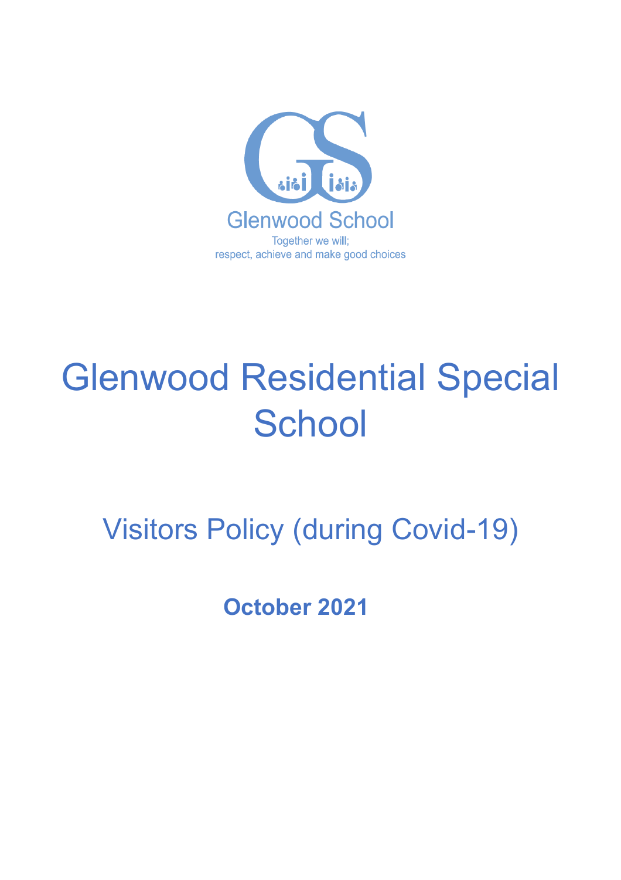Glenwood School

Together we will;
respect, achieve and make good choices

# Glenwood Residential Special School

## Visitors Policy (during Covid-19)

**October 2021**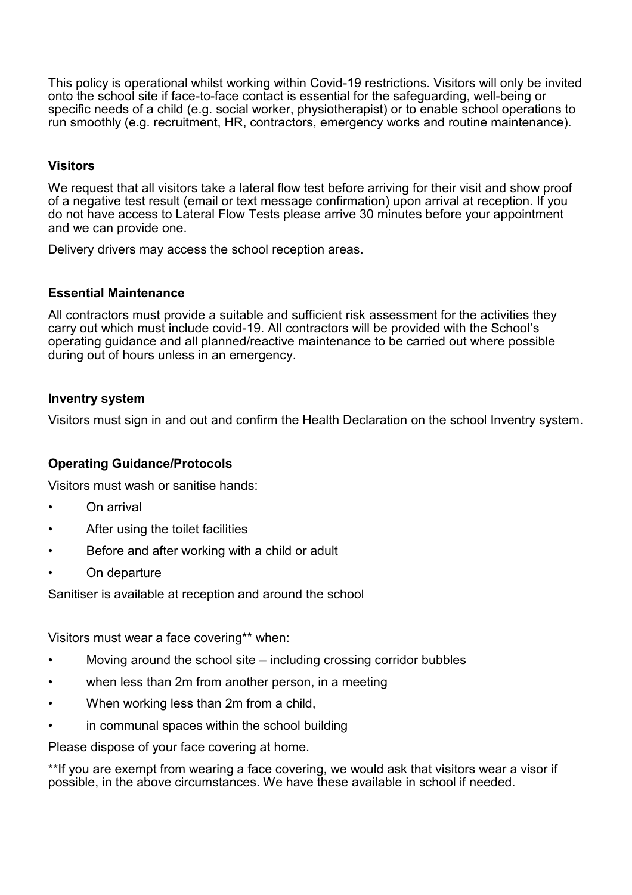This policy is operational whilst working within Covid-19 restrictions. Visitors will only be invited onto the school site if face-to-face contact is essential for the safeguarding, well-being or specific needs of a child (e.g. social worker, physiotherapist) or to enable school operations to run smoothly (e.g. recruitment, HR, contractors, emergency works and routine maintenance).

**Visitors**

We request that all visitors take a lateral flow test before arriving for their visit and show proof of a negative test result (email or text message confirmation) upon arrival at reception. If you do not have access to Lateral Flow Tests please arrive 30 minutes before your appointment and we can provide one.

Delivery drivers may access the school reception areas.

**Essential Maintenance**

All contractors must provide a suitable and sufficient risk assessment for the activities they carry out which must include covid-19. All contractors will be provided with the School's operating guidance and all planned/reactive maintenance to be carried out where possible during out of hours unless in an emergency.

**Inventry system**

Visitors must sign in and out and confirm the Health Declaration on the school Inventry system.

**Operating Guidance/Protocols**

Visitors must wash or sanitise hands:

- On arrival
- After using the toilet facilities
- Before and after working with a child or adult
- On departure

Sanitiser is available at reception and around the school

Visitors must wear a face covering** when:

- Moving around the school site – including crossing corridor bubbles
- when less than 2m from another person, in a meeting
- When working less than 2m from a child,
- in communal spaces within the school building

Please dispose of your face covering at home.

**If you are exempt from wearing a face covering, we would ask that visitors wear a visor if possible, in the above circumstances. We have these available in school if needed.